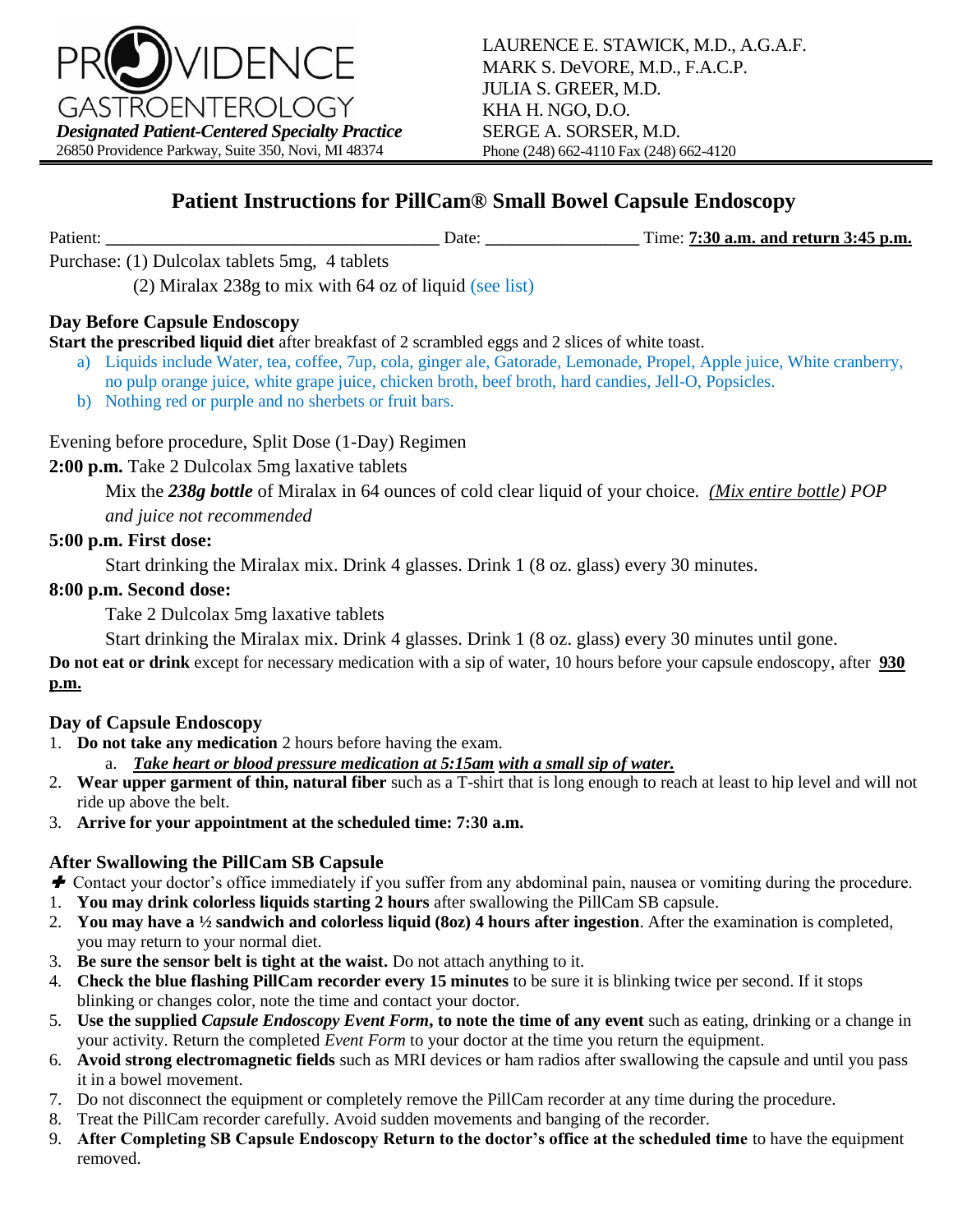PROVIDENCE GASTROENTEROLOGY

***Designated Patient-Centered Specialty Practice***

26850 Providence Parkway, Suite 350, Novi, MI 48374

LAURENCE E. STAWICK, M.D., A.G.A.F.
MARK S. DeVORE, M.D., F.A.C.P.
JULIA S. GREER, M.D.
KHA H. NGO, D.O.
SERGE A. SORSER, M.D.
Phone (248) 662-4110 Fax (248) 662-4120

# Patient Instructions for PillCam® Small Bowel Capsule Endoscopy

Patient: ______________________________________ Date: _________________ Time: **7:30 a.m. and return 3:45 p.m.**

Purchase: (1) Dulcolax tablets 5mg, 4 tablets

(2) Miralax 238g to mix with 64 oz of liquid (see list)

### Day Before Capsule Endoscopy

**Start the prescribed liquid diet** after breakfast of 2 scrambled eggs and 2 slices of white toast.

a) Liquids include Water, tea, coffee, 7up, cola, ginger ale, Gatorade, Lemonade, Propel, Apple juice, White cranberry, no pulp orange juice, white grape juice, chicken broth, beef broth, hard candies, Jell-O, Popsicles.
b) Nothing red or purple and no sherbets or fruit bars.

Evening before procedure, Split Dose (1-Day) Regimen

**2:00 p.m.** Take 2 Dulcolax 5mg laxative tablets

Mix the ***238g bottle*** of Miralax in 64 ounces of cold clear liquid of your choice. *(Mix entire bottle) POP and juice not recommended*

**5:00 p.m. First dose:**

Start drinking the Miralax mix. Drink 4 glasses. Drink 1 (8 oz. glass) every 30 minutes.

**8:00 p.m. Second dose:**

Take 2 Dulcolax 5mg laxative tablets

Start drinking the Miralax mix. Drink 4 glasses. Drink 1 (8 oz. glass) every 30 minutes until gone.

**Do not eat or drink** except for necessary medication with a sip of water, 10 hours before your capsule endoscopy, after **930 p.m.**

### Day of Capsule Endoscopy

1. **Do not take any medication** 2 hours before having the exam.
   a. ***Take heart or blood pressure medication at 5:15am with a small sip of water.***
2. **Wear upper garment of thin, natural fiber** such as a T-shirt that is long enough to reach at least to hip level and will not ride up above the belt.
3. **Arrive for your appointment at the scheduled time: 7:30 a.m.**

### After Swallowing the PillCam SB Capsule

✚ Contact your doctor's office immediately if you suffer from any abdominal pain, nausea or vomiting during the procedure.

1. **You may drink colorless liquids starting 2 hours** after swallowing the PillCam SB capsule.
2. **You may have a ½ sandwich and colorless liquid (8oz) 4 hours after ingestion**. After the examination is completed, you may return to your normal diet.
3. **Be sure the sensor belt is tight at the waist.** Do not attach anything to it.
4. **Check the blue flashing PillCam recorder every 15 minutes** to be sure it is blinking twice per second. If it stops blinking or changes color, note the time and contact your doctor.
5. **Use the supplied *Capsule Endoscopy Event Form*, to note the time of any event** such as eating, drinking or a change in your activity. Return the completed *Event Form* to your doctor at the time you return the equipment.
6. **Avoid strong electromagnetic fields** such as MRI devices or ham radios after swallowing the capsule and until you pass it in a bowel movement.
7. Do not disconnect the equipment or completely remove the PillCam recorder at any time during the procedure.
8. Treat the PillCam recorder carefully. Avoid sudden movements and banging of the recorder.
9. **After Completing SB Capsule Endoscopy Return to the doctor's office at the scheduled time** to have the equipment removed.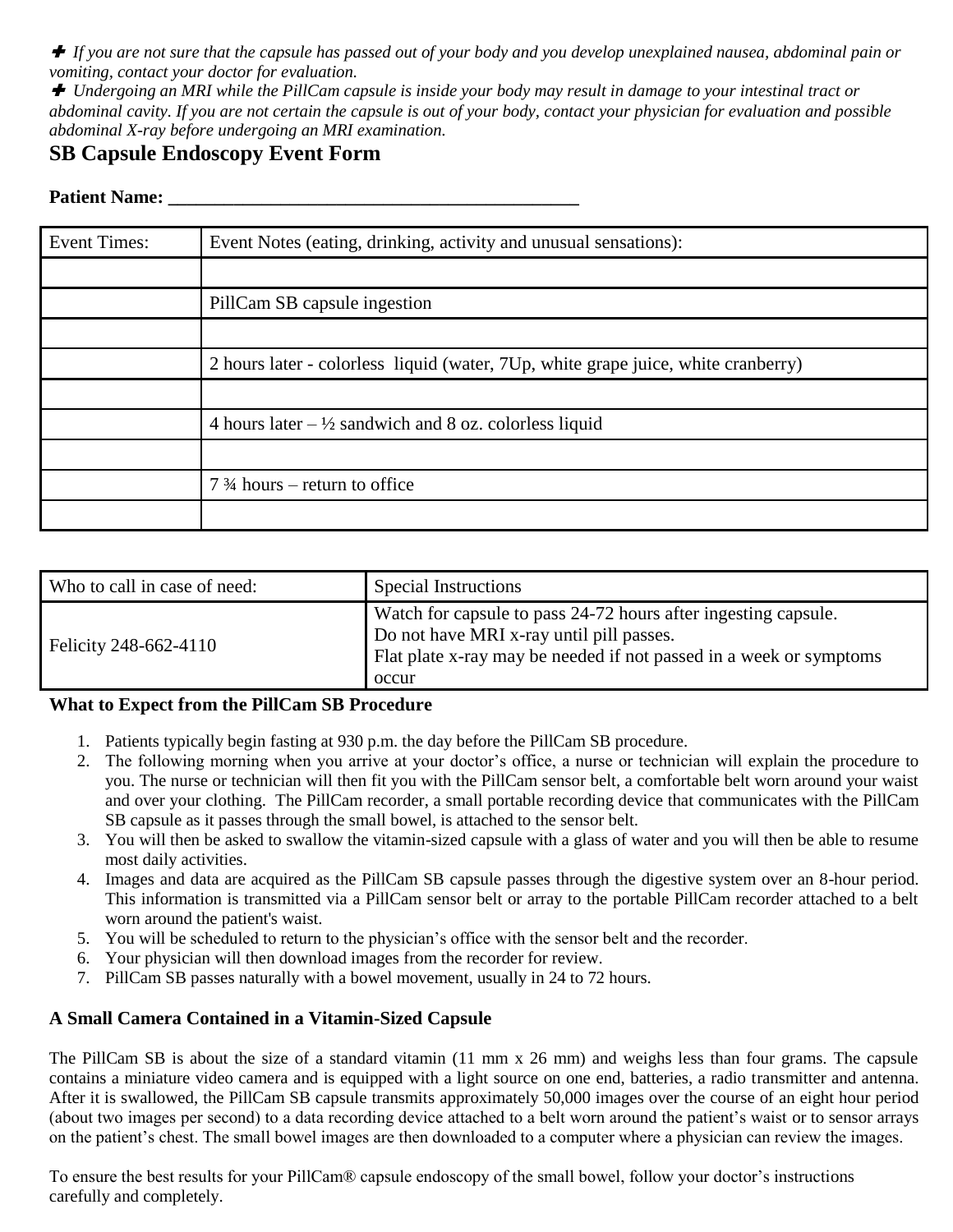✚ *If you are not sure that the capsule has passed out of your body and you develop unexplained nausea, abdominal pain or vomiting, contact your doctor for evaluation.*

✚ *Undergoing an MRI while the PillCam capsule is inside your body may result in damage to your intestinal tract or abdominal cavity. If you are not certain the capsule is out of your body, contact your physician for evaluation and possible abdominal X-ray before undergoing an MRI examination.*

## SB Capsule Endoscopy Event Form

**Patient Name: ____________________________________________**

| Event Times: | Event Notes (eating, drinking, activity and unusual sensations): |
|---|---|
| | |
| | PillCam SB capsule ingestion |
| | |
| | 2 hours later - colorless liquid (water, 7Up, white grape juice, white cranberry) |
| | |
| | 4 hours later – ½ sandwich and 8 oz. colorless liquid |
| | |
| | 7 ¾ hours – return to office |
| | |

| Who to call in case of need: | Special Instructions |
|---|---|
| Felicity 248-662-4110 | Watch for capsule to pass 24-72 hours after ingesting capsule. Do not have MRI x-ray until pill passes. Flat plate x-ray may be needed if not passed in a week or symptoms occur |

### What to Expect from the PillCam SB Procedure

1. Patients typically begin fasting at 930 p.m. the day before the PillCam SB procedure.
2. The following morning when you arrive at your doctor's office, a nurse or technician will explain the procedure to you. The nurse or technician will then fit you with the PillCam sensor belt, a comfortable belt worn around your waist and over your clothing. The PillCam recorder, a small portable recording device that communicates with the PillCam SB capsule as it passes through the small bowel, is attached to the sensor belt.
3. You will then be asked to swallow the vitamin-sized capsule with a glass of water and you will then be able to resume most daily activities.
4. Images and data are acquired as the PillCam SB capsule passes through the digestive system over an 8-hour period. This information is transmitted via a PillCam sensor belt or array to the portable PillCam recorder attached to a belt worn around the patient's waist.
5. You will be scheduled to return to the physician's office with the sensor belt and the recorder.
6. Your physician will then download images from the recorder for review.
7. PillCam SB passes naturally with a bowel movement, usually in 24 to 72 hours.

### A Small Camera Contained in a Vitamin-Sized Capsule

The PillCam SB is about the size of a standard vitamin (11 mm x 26 mm) and weighs less than four grams. The capsule contains a miniature video camera and is equipped with a light source on one end, batteries, a radio transmitter and antenna. After it is swallowed, the PillCam SB capsule transmits approximately 50,000 images over the course of an eight hour period (about two images per second) to a data recording device attached to a belt worn around the patient's waist or to sensor arrays on the patient's chest. The small bowel images are then downloaded to a computer where a physician can review the images.

To ensure the best results for your PillCam® capsule endoscopy of the small bowel, follow your doctor's instructions carefully and completely.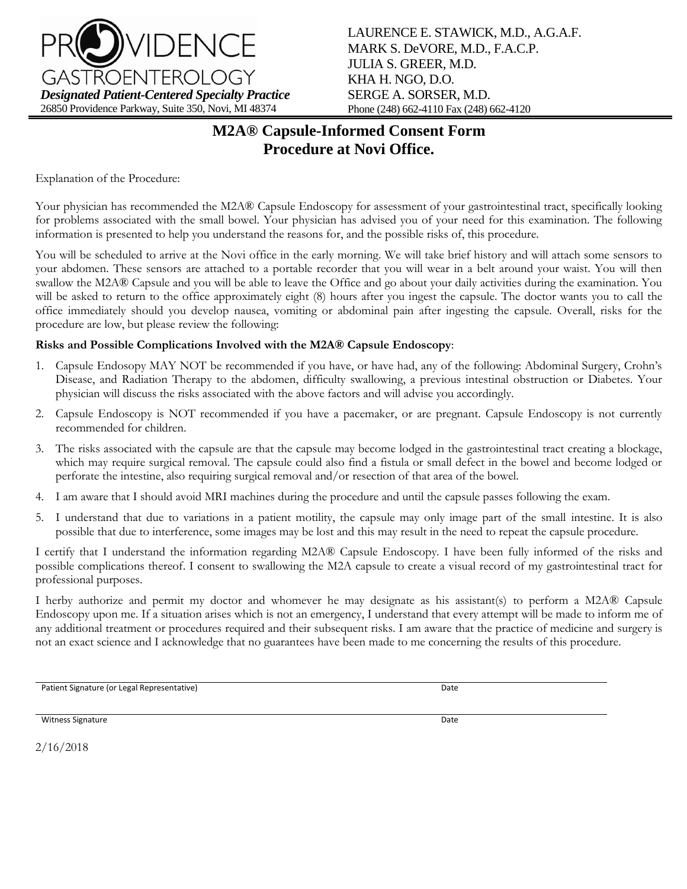PROVIDENCE GASTROENTEROLOGY
***Designated Patient-Centered Specialty Practice***
26850 Providence Parkway, Suite 350, Novi, MI 48374

LAURENCE E. STAWICK, M.D., A.G.A.F.
MARK S. DeVORE, M.D., F.A.C.P.
JULIA S. GREER, M.D.
KHA H. NGO, D.O.
SERGE A. SORSER, M.D.
Phone (248) 662-4110 Fax (248) 662-4120

# M2A® Capsule-Informed Consent Form
# Procedure at Novi Office.

Explanation of the Procedure:

Your physician has recommended the M2A® Capsule Endoscopy for assessment of your gastrointestinal tract, specifically looking for problems associated with the small bowel. Your physician has advised you of your need for this examination. The following information is presented to help you understand the reasons for, and the possible risks of, this procedure.

You will be scheduled to arrive at the Novi office in the early morning. We will take brief history and will attach some sensors to your abdomen. These sensors are attached to a portable recorder that you will wear in a belt around your waist. You will then swallow the M2A® Capsule and you will be able to leave the Office and go about your daily activities during the examination. You will be asked to return to the office approximately eight (8) hours after you ingest the capsule. The doctor wants you to call the office immediately should you develop nausea, vomiting or abdominal pain after ingesting the capsule. Overall, risks for the procedure are low, but please review the following:

**Risks and Possible Complications Involved with the M2A® Capsule Endoscopy**:

1. Capsule Endosopy MAY NOT be recommended if you have, or have had, any of the following: Abdominal Surgery, Crohn's Disease, and Radiation Therapy to the abdomen, difficulty swallowing, a previous intestinal obstruction or Diabetes. Your physician will discuss the risks associated with the above factors and will advise you accordingly.
2. Capsule Endoscopy is NOT recommended if you have a pacemaker, or are pregnant. Capsule Endoscopy is not currently recommended for children.
3. The risks associated with the capsule are that the capsule may become lodged in the gastrointestinal tract creating a blockage, which may require surgical removal. The capsule could also find a fistula or small defect in the bowel and become lodged or perforate the intestine, also requiring surgical removal and/or resection of that area of the bowel.
4. I am aware that I should avoid MRI machines during the procedure and until the capsule passes following the exam.
5. I understand that due to variations in a patient motility, the capsule may only image part of the small intestine. It is also possible that due to interference, some images may be lost and this may result in the need to repeat the capsule procedure.

I certify that I understand the information regarding M2A® Capsule Endoscopy. I have been fully informed of the risks and possible complications thereof. I consent to swallowing the M2A capsule to create a visual record of my gastrointestinal tract for professional purposes.

I herby authorize and permit my doctor and whomever he may designate as his assistant(s) to perform a M2A® Capsule Endoscopy upon me. If a situation arises which is not an emergency, I understand that every attempt will be made to inform me of any additional treatment or procedures required and their subsequent risks. I am aware that the practice of medicine and surgery is not an exact science and I acknowledge that no guarantees have been made to me concerning the results of this procedure.

Patient Signature (or Legal Representative) _______________ Date _______________

Witness Signature _______________ Date _______________

2/16/2018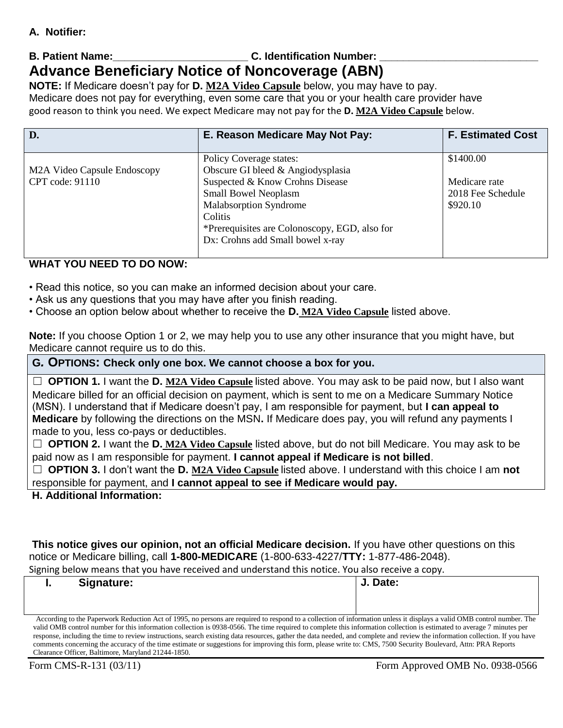**A. Notifier:**

**B. Patient Name:**________________________ **C. Identification Number:** ____________________________

# Advance Beneficiary Notice of Noncoverage (ABN)

**NOTE:** If Medicare doesn't pay for **D. M2A Video Capsule** below, you may have to pay.
Medicare does not pay for everything, even some care that you or your health care provider have good reason to think you need. We expect Medicare may not pay for the **D. M2A Video Capsule** below.

| D. | E. Reason Medicare May Not Pay: | F. Estimated Cost |
|---|---|---|
| M2A Video Capsule Endoscopy<br>CPT code: 91110 | Policy Coverage states:<br>Obscure GI bleed & Angiodysplasia<br>Suspected & Know Crohns Disease<br>Small Bowel Neoplasm<br>Malabsorption Syndrome<br>Colitis<br>*Prerequisites are Colonoscopy, EGD, also for Dx: Crohns add Small bowel x-ray | $1400.00<br><br>Medicare rate<br>2018 Fee Schedule<br>$920.10 |

**WHAT YOU NEED TO DO NOW:**

- Read this notice, so you can make an informed decision about your care.
- Ask us any questions that you may have after you finish reading.
- Choose an option below about whether to receive the **D. M2A Video Capsule** listed above.

**Note:** If you choose Option 1 or 2, we may help you to use any other insurance that you might have, but Medicare cannot require us to do this.

**G. OPTIONS: Check only one box. We cannot choose a box for you.**

☐ **OPTION 1.** I want the **D. M2A Video Capsule** listed above. You may ask to be paid now, but I also want Medicare billed for an official decision on payment, which is sent to me on a Medicare Summary Notice (MSN). I understand that if Medicare doesn't pay, I am responsible for payment, but **I can appeal to Medicare** by following the directions on the MSN**.** If Medicare does pay, you will refund any payments I made to you, less co-pays or deductibles.

☐ **OPTION 2.** I want the **D. M2A Video Capsule** listed above, but do not bill Medicare. You may ask to be paid now as I am responsible for payment. **I cannot appeal if Medicare is not billed**.

☐ **OPTION 3.** I don't want the **D. M2A Video Capsule** listed above. I understand with this choice I am **not** responsible for payment, and **I cannot appeal to see if Medicare would pay.**

**H. Additional Information:**

**This notice gives our opinion, not an official Medicare decision.** If you have other questions on this notice or Medicare billing, call **1-800-MEDICARE** (1-800-633-4227/**TTY:** 1-877-486-2048).

Signing below means that you have received and understand this notice. You also receive a copy.

| I. Signature: | J. Date: |
|---|---|
| | |

According to the Paperwork Reduction Act of 1995, no persons are required to respond to a collection of information unless it displays a valid OMB control number. The valid OMB control number for this information collection is 0938-0566. The time required to complete this information collection is estimated to average 7 minutes per response, including the time to review instructions, search existing data resources, gather the data needed, and complete and review the information collection. If you have comments concerning the accuracy of the time estimate or suggestions for improving this form, please write to: CMS, 7500 Security Boulevard, Attn: PRA Reports Clearance Officer, Baltimore, Maryland 21244-1850.

Form CMS-R-131 (03/11) Form Approved OMB No. 0938-0566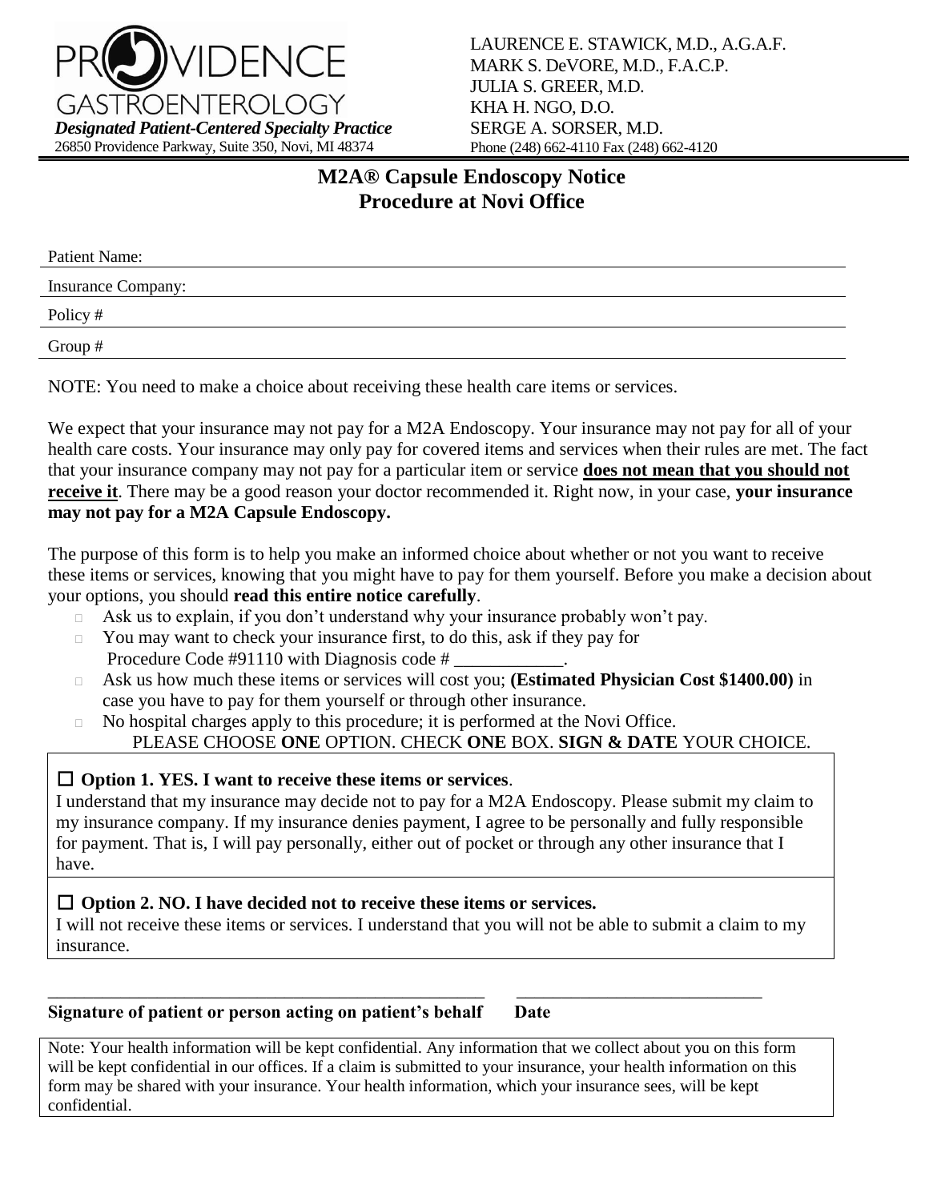PROVIDENCE GASTROENTEROLOGY

***Designated Patient-Centered Specialty Practice***

26850 Providence Parkway, Suite 350, Novi, MI 48374

LAURENCE E. STAWICK, M.D., A.G.A.F.
MARK S. DeVORE, M.D., F.A.C.P.
JULIA S. GREER, M.D.
KHA H. NGO, D.O.
SERGE A. SORSER, M.D.
Phone (248) 662-4110 Fax (248) 662-4120

## M2A® Capsule Endoscopy Notice
## Procedure at Novi Office

Patient Name:

Insurance Company:

Policy #

Group #

NOTE: You need to make a choice about receiving these health care items or services.

We expect that your insurance may not pay for a M2A Endoscopy. Your insurance may not pay for all of your health care costs. Your insurance may only pay for covered items and services when their rules are met. The fact that your insurance company may not pay for a particular item or service **does not mean that you should not receive it**. There may be a good reason your doctor recommended it. Right now, in your case, **your insurance may not pay for a M2A Capsule Endoscopy.**

The purpose of this form is to help you make an informed choice about whether or not you want to receive these items or services, knowing that you might have to pay for them yourself. Before you make a decision about your options, you should **read this entire notice carefully**.

- Ask us to explain, if you don't understand why your insurance probably won't pay.
- You may want to check your insurance first, to do this, ask if they pay for Procedure Code #91110 with Diagnosis code # ____________.
- Ask us how much these items or services will cost you; **(Estimated Physician Cost $1400.00)** in case you have to pay for them yourself or through other insurance.
- No hospital charges apply to this procedure; it is performed at the Novi Office.

PLEASE CHOOSE **ONE** OPTION. CHECK **ONE** BOX. **SIGN & DATE** YOUR CHOICE.

☐ **Option 1. YES. I want to receive these items or services**.
I understand that my insurance may decide not to pay for a M2A Endoscopy. Please submit my claim to my insurance company. If my insurance denies payment, I agree to be personally and fully responsible for payment. That is, I will pay personally, either out of pocket or through any other insurance that I have.

☐ **Option 2. NO. I have decided not to receive these items or services.**
I will not receive these items or services. I understand that you will not be able to submit a claim to my insurance.

_______________________________________________ ___________________________

**Signature of patient or person acting on patient's behalf** **Date**

Note: Your health information will be kept confidential. Any information that we collect about you on this form will be kept confidential in our offices. If a claim is submitted to your insurance, your health information on this form may be shared with your insurance. Your health information, which your insurance sees, will be kept confidential.